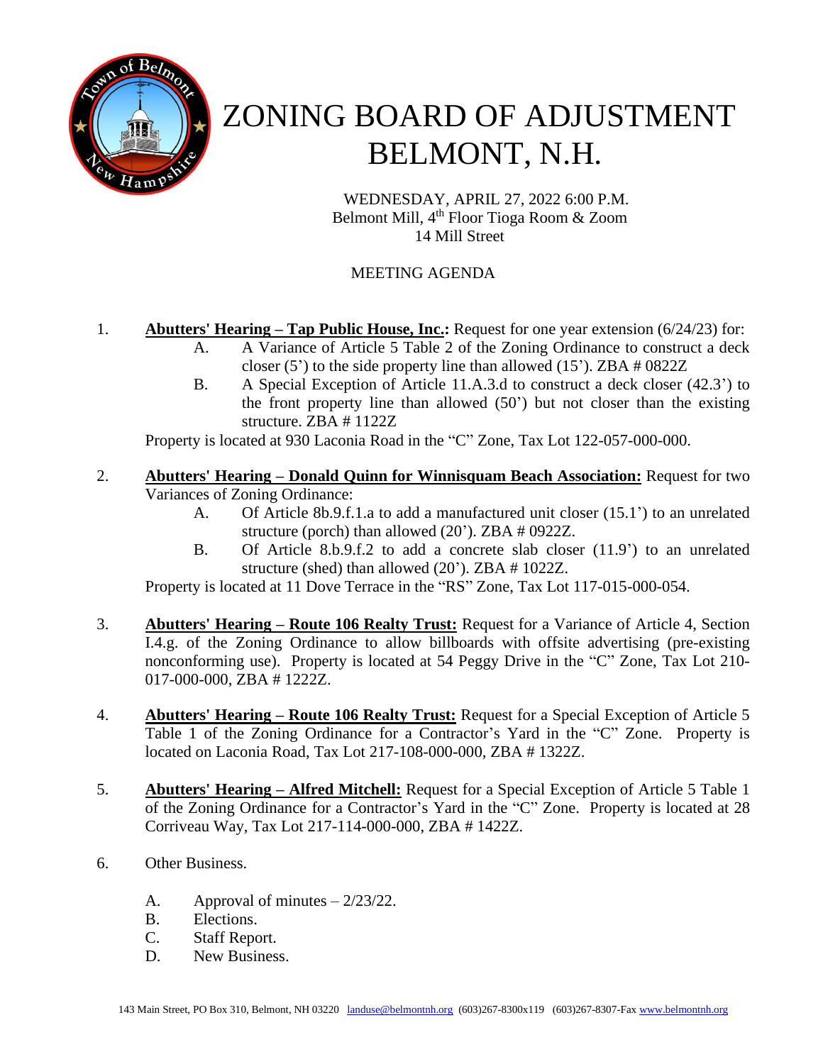// Wait, reconsider: the footer address line. It's a footer; likely repeats on every page? Page 1 of 2. It's letterhead footer; omit.

# ZONING BOARD OF ADJUSTMENT
# BELMONT, N.H.

WEDNESDAY, APRIL 27, 2022 6:00 P.M.
Belmont Mill, 4th Floor Tioga Room & Zoom
14 Mill Street

MEETING AGENDA

1. **Abutters' Hearing – Tap Public House, Inc.:** Request for one year extension (6/24/23) for:
   - A. A Variance of Article 5 Table 2 of the Zoning Ordinance to construct a deck closer (5') to the side property line than allowed (15'). ZBA # 0822Z
   - B. A Special Exception of Article 11.A.3.d to construct a deck closer (42.3') to the front property line than allowed (50') but not closer than the existing structure. ZBA # 1122Z

   Property is located at 930 Laconia Road in the "C" Zone, Tax Lot 122-057-000-000.

2. **Abutters' Hearing – Donald Quinn for Winnisquam Beach Association:** Request for two Variances of Zoning Ordinance:
   - A. Of Article 8b.9.f.1.a to add a manufactured unit closer (15.1') to an unrelated structure (porch) than allowed (20'). ZBA # 0922Z.
   - B. Of Article 8.b.9.f.2 to add a concrete slab closer (11.9') to an unrelated structure (shed) than allowed (20'). ZBA # 1022Z.

   Property is located at 11 Dove Terrace in the "RS" Zone, Tax Lot 117-015-000-054.

3. **Abutters' Hearing – Route 106 Realty Trust:** Request for a Variance of Article 4, Section I.4.g. of the Zoning Ordinance to allow billboards with offsite advertising (pre-existing nonconforming use). Property is located at 54 Peggy Drive in the "C" Zone, Tax Lot 210-017-000-000, ZBA # 1222Z.

4. **Abutters' Hearing – Route 106 Realty Trust:** Request for a Special Exception of Article 5 Table 1 of the Zoning Ordinance for a Contractor's Yard in the "C" Zone. Property is located on Laconia Road, Tax Lot 217-108-000-000, ZBA # 1322Z.

5. **Abutters' Hearing – Alfred Mitchell:** Request for a Special Exception of Article 5 Table 1 of the Zoning Ordinance for a Contractor's Yard in the "C" Zone. Property is located at 28 Corriveau Way, Tax Lot 217-114-000-000, ZBA # 1422Z.

6. Other Business.
   - A. Approval of minutes – 2/23/22.
   - B. Elections.
   - C. Staff Report.
   - D. New Business.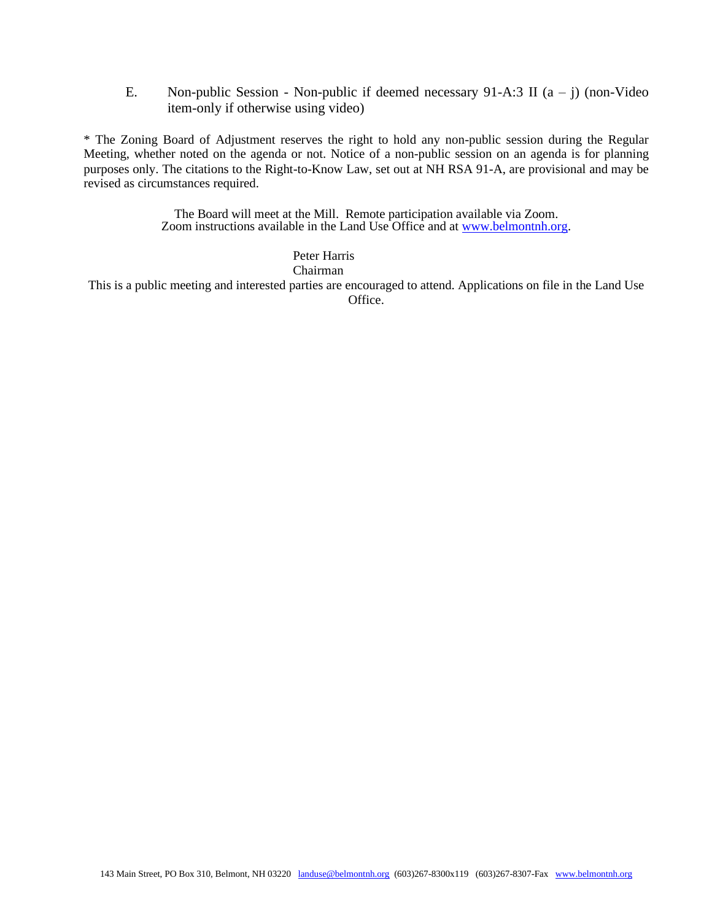E. Non-public Session - Non-public if deemed necessary 91-A:3 II (a – j) (non-Video item-only if otherwise using video)

* The Zoning Board of Adjustment reserves the right to hold any non-public session during the Regular Meeting, whether noted on the agenda or not. Notice of a non-public session on an agenda is for planning purposes only. The citations to the Right-to-Know Law, set out at NH RSA 91-A, are provisional and may be revised as circumstances required.

The Board will meet at the Mill. Remote participation available via Zoom.
Zoom instructions available in the Land Use Office and at www.belmontnh.org.

Peter Harris
Chairman

This is a public meeting and interested parties are encouraged to attend. Applications on file in the Land Use Office.

143 Main Street, PO Box 310, Belmont, NH 03220 landuse@belmontnh.org (603)267-8300x119 (603)267-8307-Fax www.belmontnh.org